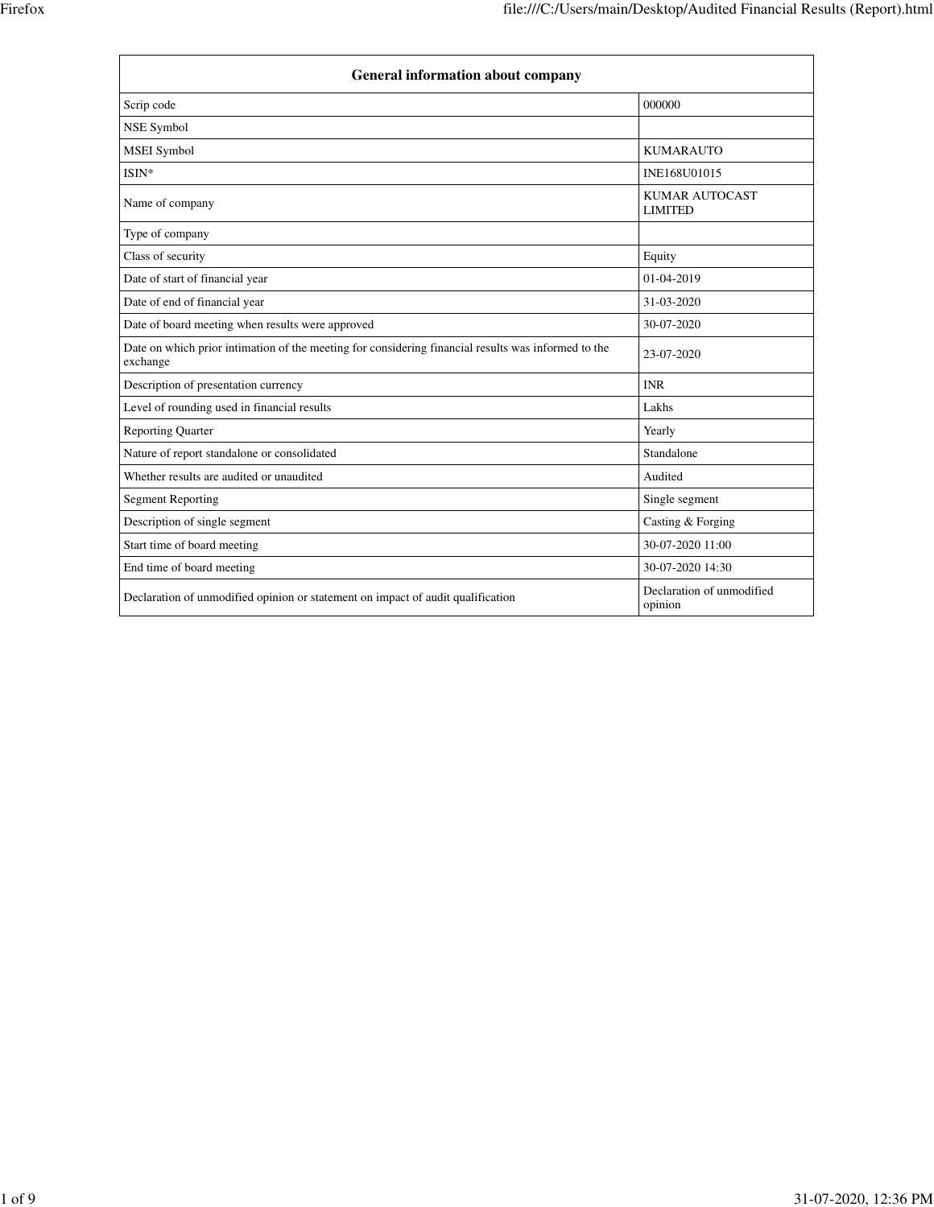| General information about company | |
|---|---|
| Scrip code | 000000 |
| NSE Symbol | |
| MSEI Symbol | KUMARAUTO |
| ISIN* | INE168U01015 |
| Name of company | KUMAR AUTOCAST LIMITED |
| Type of company | |
| Class of security | Equity |
| Date of start of financial year | 01-04-2019 |
| Date of end of financial year | 31-03-2020 |
| Date of board meeting when results were approved | 30-07-2020 |
| Date on which prior intimation of the meeting for considering financial results was informed to the exchange | 23-07-2020 |
| Description of presentation currency | INR |
| Level of rounding used in financial results | Lakhs |
| Reporting Quarter | Yearly |
| Nature of report standalone or consolidated | Standalone |
| Whether results are audited or unaudited | Audited |
| Segment Reporting | Single segment |
| Description of single segment | Casting & Forging |
| Start time of board meeting | 30-07-2020 11:00 |
| End time of board meeting | 30-07-2020 14:30 |
| Declaration of unmodified opinion or statement on impact of audit qualification | Declaration of unmodified opinion |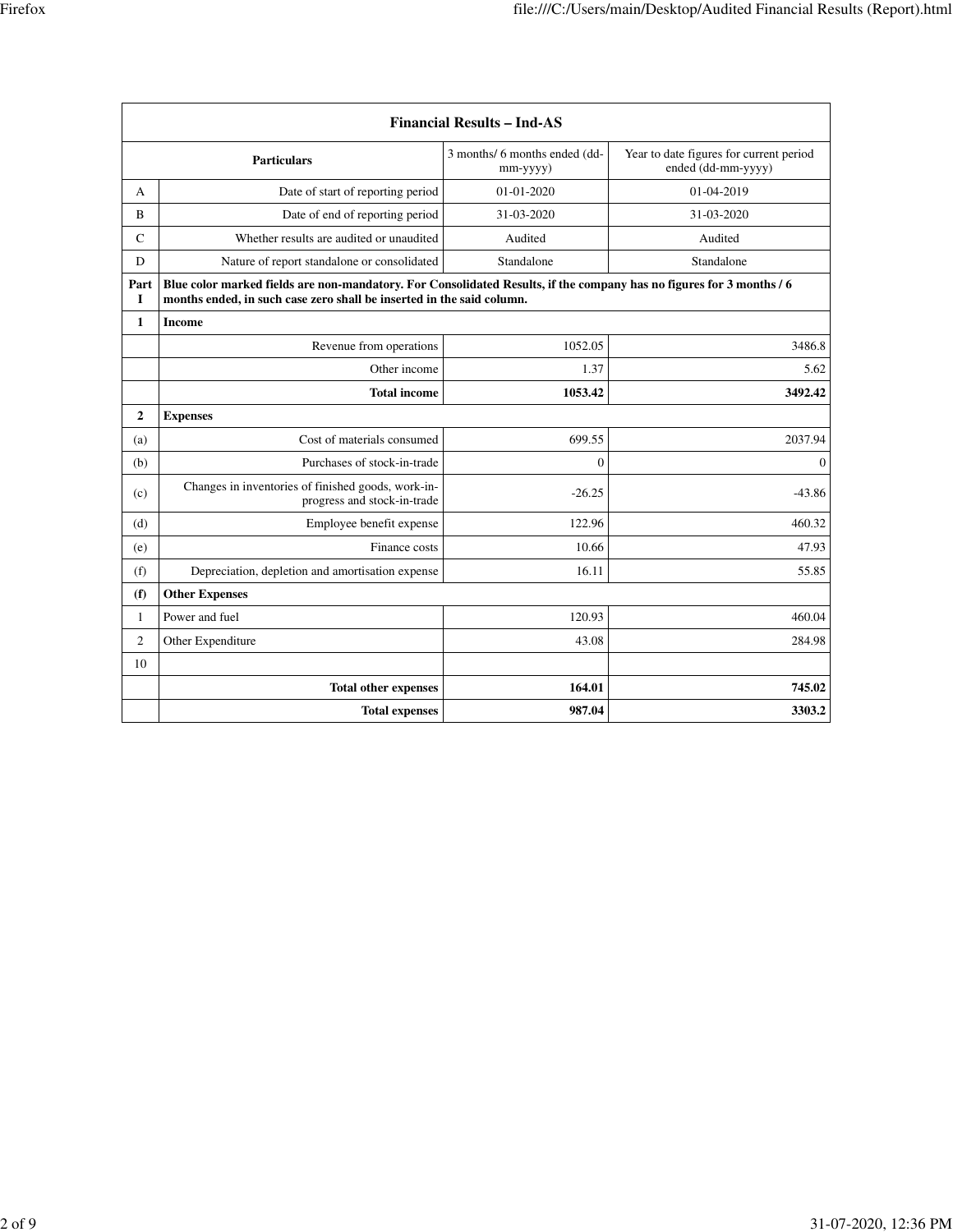| Financial Results – Ind-AS | | | |
|---|---|---|---|
| | **Particulars** | 3 months/ 6 months ended (dd-mm-yyyy) | Year to date figures for current period ended (dd-mm-yyyy) |
| A | Date of start of reporting period | 01-01-2020 | 01-04-2019 |
| B | Date of end of reporting period | 31-03-2020 | 31-03-2020 |
| C | Whether results are audited or unaudited | Audited | Audited |
| D | Nature of report standalone or consolidated | Standalone | Standalone |
| **Part I** | **Blue color marked fields are non-mandatory. For Consolidated Results, if the company has no figures for 3 months / 6 months ended, in such case zero shall be inserted in the said column.** | | |
| **1** | **Income** | | |
| | Revenue from operations | 1052.05 | 3486.8 |
| | Other income | 1.37 | 5.62 |
| | **Total income** | **1053.42** | **3492.42** |
| **2** | **Expenses** | | |
| (a) | Cost of materials consumed | 699.55 | 2037.94 |
| (b) | Purchases of stock-in-trade | 0 | 0 |
| (c) | Changes in inventories of finished goods, work-in-progress and stock-in-trade | -26.25 | -43.86 |
| (d) | Employee benefit expense | 122.96 | 460.32 |
| (e) | Finance costs | 10.66 | 47.93 |
| (f) | Depreciation, depletion and amortisation expense | 16.11 | 55.85 |
| **(f)** | **Other Expenses** | | |
| 1 | Power and fuel | 120.93 | 460.04 |
| 2 | Other Expenditure | 43.08 | 284.98 |
| 10 | | | |
| | **Total other expenses** | **164.01** | **745.02** |
| | **Total expenses** | **987.04** | **3303.2** |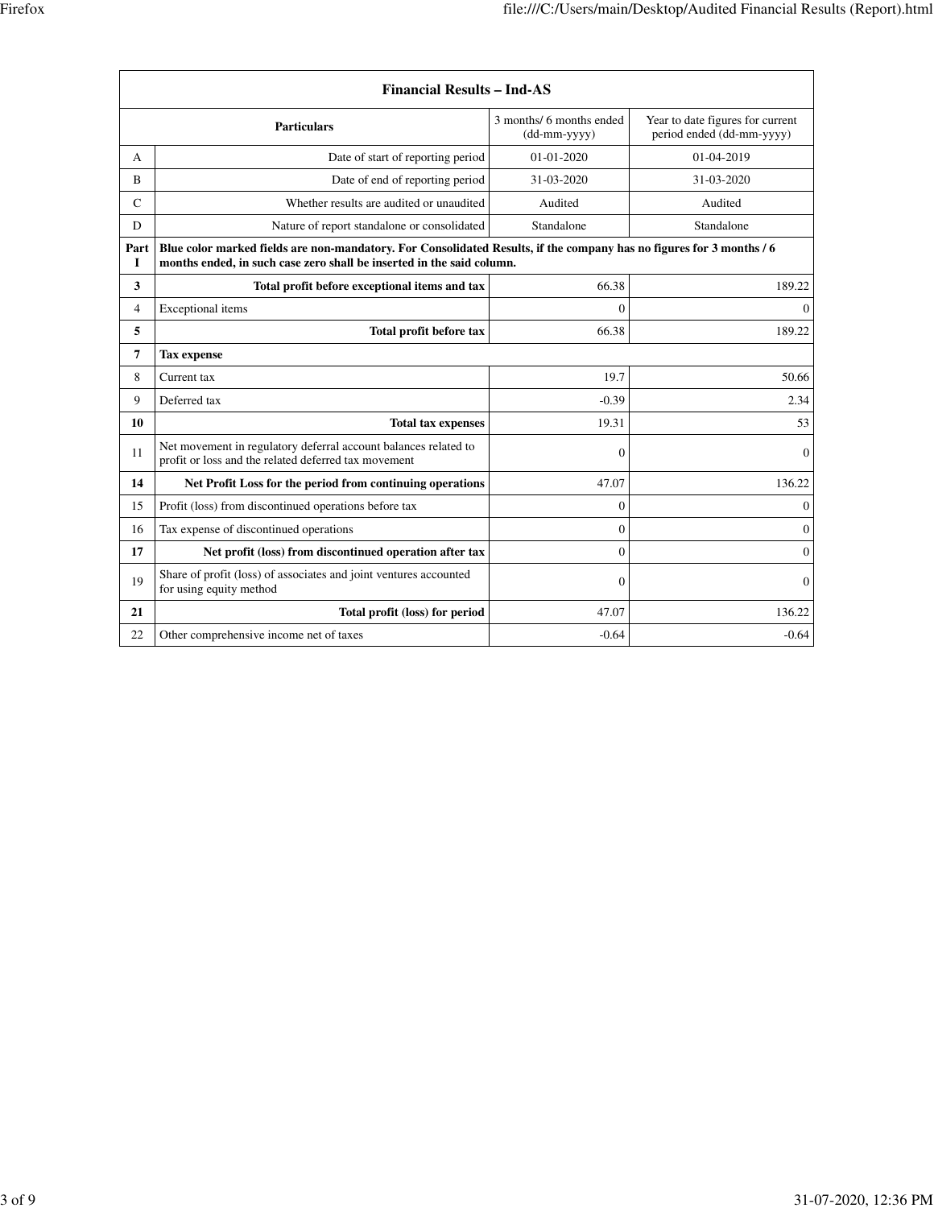| Financial Results – Ind-AS | | | |
|---|---|---|---|
| | **Particulars** | 3 months/ 6 months ended (dd-mm-yyyy) | Year to date figures for current period ended (dd-mm-yyyy) |
| A | Date of start of reporting period | 01-01-2020 | 01-04-2019 |
| B | Date of end of reporting period | 31-03-2020 | 31-03-2020 |
| C | Whether results are audited or unaudited | Audited | Audited |
| D | Nature of report standalone or consolidated | Standalone | Standalone |
| **Part I** | **Blue color marked fields are non-mandatory. For Consolidated Results, if the company has no figures for 3 months / 6 months ended, in such case zero shall be inserted in the said column.** | | |
| **3** | **Total profit before exceptional items and tax** | 66.38 | 189.22 |
| 4 | Exceptional items | 0 | 0 |
| **5** | **Total profit before tax** | 66.38 | 189.22 |
| **7** | **Tax expense** | | |
| 8 | Current tax | 19.7 | 50.66 |
| 9 | Deferred tax | -0.39 | 2.34 |
| **10** | **Total tax expenses** | 19.31 | 53 |
| 11 | Net movement in regulatory deferral account balances related to profit or loss and the related deferred tax movement | 0 | 0 |
| **14** | **Net Profit Loss for the period from continuing operations** | 47.07 | 136.22 |
| 15 | Profit (loss) from discontinued operations before tax | 0 | 0 |
| 16 | Tax expense of discontinued operations | 0 | 0 |
| **17** | **Net profit (loss) from discontinued operation after tax** | 0 | 0 |
| 19 | Share of profit (loss) of associates and joint ventures accounted for using equity method | 0 | 0 |
| **21** | **Total profit (loss) for period** | 47.07 | 136.22 |
| 22 | Other comprehensive income net of taxes | -0.64 | -0.64 |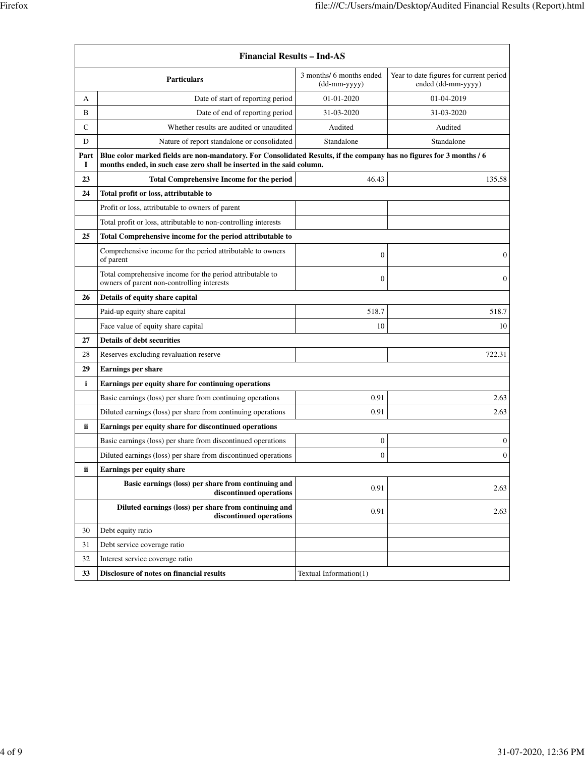| Financial Results – Ind-AS | | | |
|---|---|---|---|
| | **Particulars** | 3 months/ 6 months ended (dd-mm-yyyy) | Year to date figures for current period ended (dd-mm-yyyy) |
| A | Date of start of reporting period | 01-01-2020 | 01-04-2019 |
| B | Date of end of reporting period | 31-03-2020 | 31-03-2020 |
| C | Whether results are audited or unaudited | Audited | Audited |
| D | Nature of report standalone or consolidated | Standalone | Standalone |
| **Part I** | **Blue color marked fields are non-mandatory. For Consolidated Results, if the company has no figures for 3 months / 6 months ended, in such case zero shall be inserted in the said column.** | | |
| **23** | **Total Comprehensive Income for the period** | 46.43 | 135.58 |
| **24** | **Total profit or loss, attributable to** | | |
| | Profit or loss, attributable to owners of parent | | |
| | Total profit or loss, attributable to non-controlling interests | | |
| **25** | **Total Comprehensive income for the period attributable to** | | |
| | Comprehensive income for the period attributable to owners of parent | 0 | 0 |
| | Total comprehensive income for the period attributable to owners of parent non-controlling interests | 0 | 0 |
| **26** | **Details of equity share capital** | | |
| | Paid-up equity share capital | 518.7 | 518.7 |
| | Face value of equity share capital | 10 | 10 |
| **27** | **Details of debt securities** | | |
| 28 | Reserves excluding revaluation reserve | | 722.31 |
| **29** | **Earnings per share** | | |
| **i** | **Earnings per equity share for continuing operations** | | |
| | Basic earnings (loss) per share from continuing operations | 0.91 | 2.63 |
| | Diluted earnings (loss) per share from continuing operations | 0.91 | 2.63 |
| **ii** | **Earnings per equity share for discontinued operations** | | |
| | Basic earnings (loss) per share from discontinued operations | 0 | 0 |
| | Diluted earnings (loss) per share from discontinued operations | 0 | 0 |
| **ii** | **Earnings per equity share** | | |
| | **Basic earnings (loss) per share from continuing and discontinued operations** | 0.91 | 2.63 |
| | **Diluted earnings (loss) per share from continuing and discontinued operations** | 0.91 | 2.63 |
| 30 | Debt equity ratio | | |
| 31 | Debt service coverage ratio | | |
| 32 | Interest service coverage ratio | | |
| **33** | **Disclosure of notes on financial results** | Textual Information(1) | |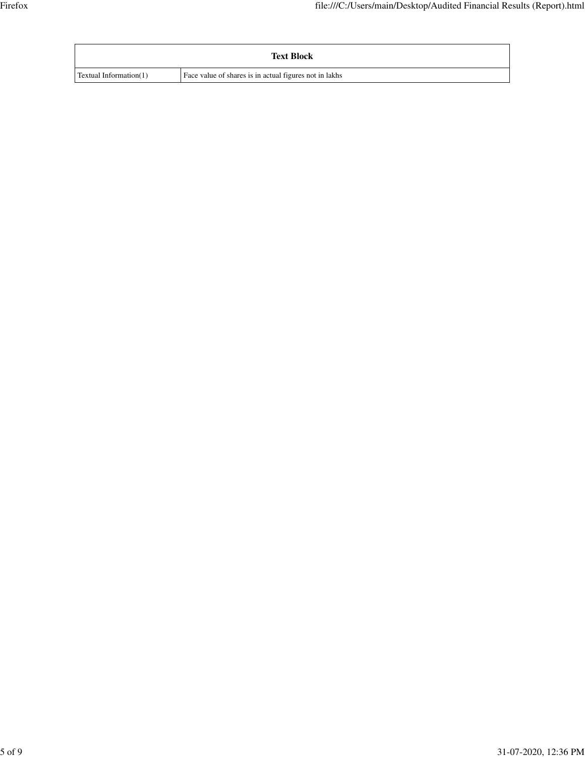| Text Block | |
|---|---|
| Textual Information(1) | Face value of shares is in actual figures not in lakhs |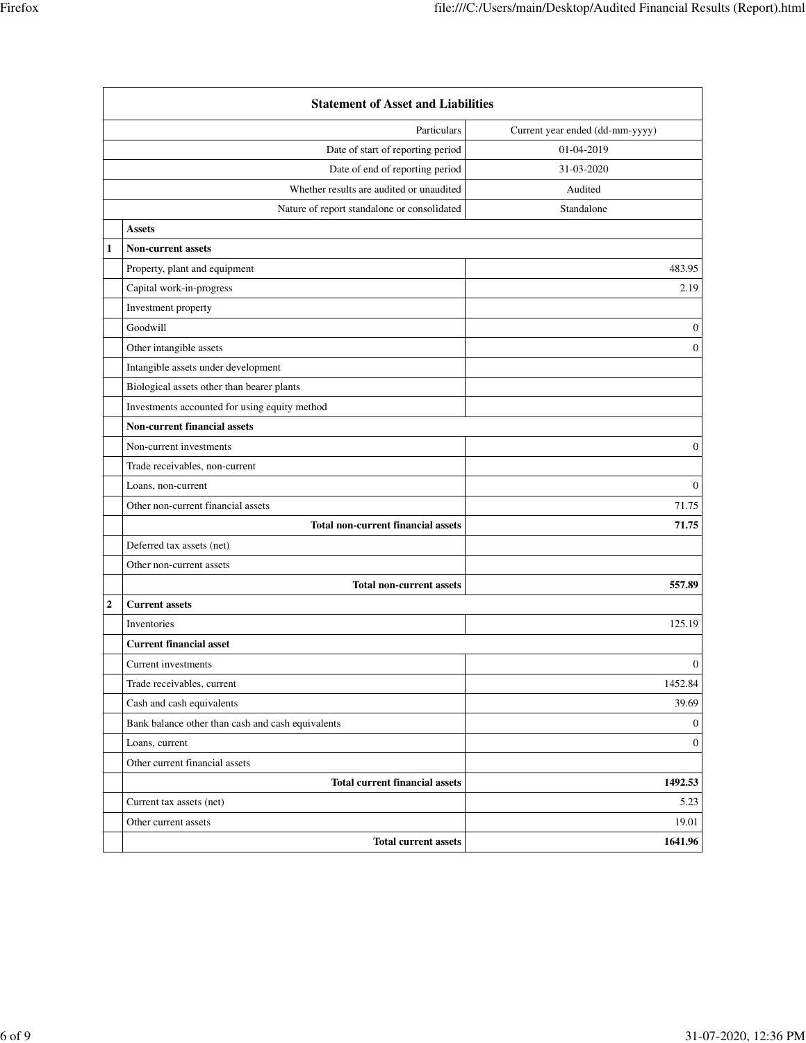| | Statement of Asset and Liabilities | |
|---|---|---|
| | Particulars | Current year ended (dd-mm-yyyy) |
| | Date of start of reporting period | 01-04-2019 |
| | Date of end of reporting period | 31-03-2020 |
| | Whether results are audited or unaudited | Audited |
| | Nature of report standalone or consolidated | Standalone |
| | **Assets** | |
| **1** | **Non-current assets** | |
| | Property, plant and equipment | 483.95 |
| | Capital work-in-progress | 2.19 |
| | Investment property | |
| | Goodwill | 0 |
| | Other intangible assets | 0 |
| | Intangible assets under development | |
| | Biological assets other than bearer plants | |
| | Investments accounted for using equity method | |
| | **Non-current financial assets** | |
| | Non-current investments | 0 |
| | Trade receivables, non-current | |
| | Loans, non-current | 0 |
| | Other non-current financial assets | 71.75 |
| | **Total non-current financial assets** | **71.75** |
| | Deferred tax assets (net) | |
| | Other non-current assets | |
| | **Total non-current assets** | **557.89** |
| **2** | **Current assets** | |
| | Inventories | 125.19 |
| | **Current financial asset** | |
| | Current investments | 0 |
| | Trade receivables, current | 1452.84 |
| | Cash and cash equivalents | 39.69 |
| | Bank balance other than cash and cash equivalents | 0 |
| | Loans, current | 0 |
| | Other current financial assets | |
| | **Total current financial assets** | **1492.53** |
| | Current tax assets (net) | 5.23 |
| | Other current assets | 19.01 |
| | **Total current assets** | **1641.96** |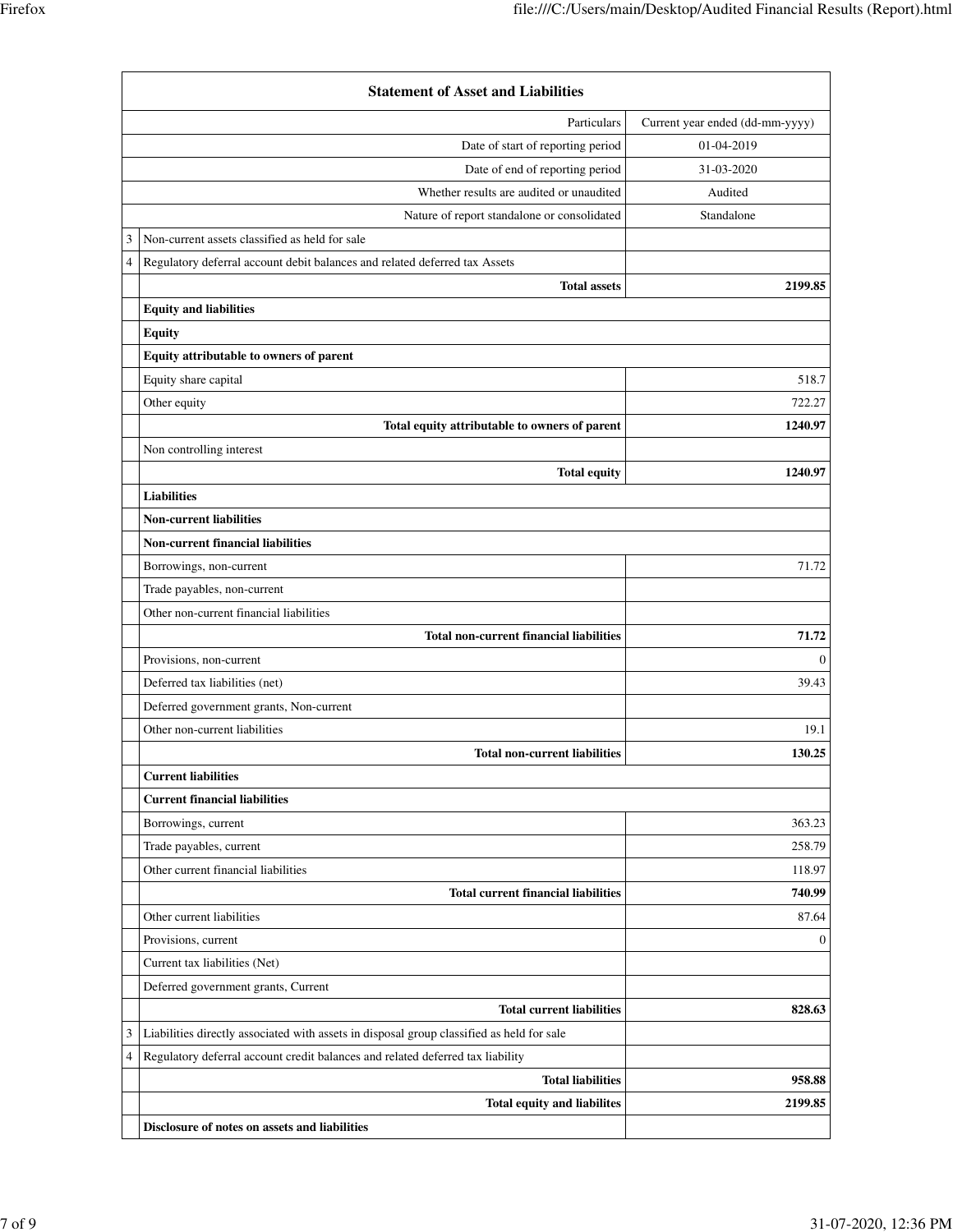| | Statement of Asset and Liabilities | |
|---|---|---|
| | Particulars | Current year ended (dd-mm-yyyy) |
| | Date of start of reporting period | 01-04-2019 |
| | Date of end of reporting period | 31-03-2020 |
| | Whether results are audited or unaudited | Audited |
| | Nature of report standalone or consolidated | Standalone |
| 3 | Non-current assets classified as held for sale | |
| 4 | Regulatory deferral account debit balances and related deferred tax Assets | |
| | **Total assets** | **2199.85** |
| | **Equity and liabilities** | |
| | **Equity** | |
| | **Equity attributable to owners of parent** | |
| | Equity share capital | 518.7 |
| | Other equity | 722.27 |
| | **Total equity attributable to owners of parent** | **1240.97** |
| | Non controlling interest | |
| | **Total equity** | **1240.97** |
| | **Liabilities** | |
| | **Non-current liabilities** | |
| | **Non-current financial liabilities** | |
| | Borrowings, non-current | 71.72 |
| | Trade payables, non-current | |
| | Other non-current financial liabilities | |
| | **Total non-current financial liabilities** | **71.72** |
| | Provisions, non-current | 0 |
| | Deferred tax liabilities (net) | 39.43 |
| | Deferred government grants, Non-current | |
| | Other non-current liabilities | 19.1 |
| | **Total non-current liabilities** | **130.25** |
| | **Current liabilities** | |
| | **Current financial liabilities** | |
| | Borrowings, current | 363.23 |
| | Trade payables, current | 258.79 |
| | Other current financial liabilities | 118.97 |
| | **Total current financial liabilities** | **740.99** |
| | Other current liabilities | 87.64 |
| | Provisions, current | 0 |
| | Current tax liabilities (Net) | |
| | Deferred government grants, Current | |
| | **Total current liabilities** | **828.63** |
| 3 | Liabilities directly associated with assets in disposal group classified as held for sale | |
| 4 | Regulatory deferral account credit balances and related deferred tax liability | |
| | **Total liabilities** | **958.88** |
| | **Total equity and liabilites** | **2199.85** |
| | **Disclosure of notes on assets and liabilities** | |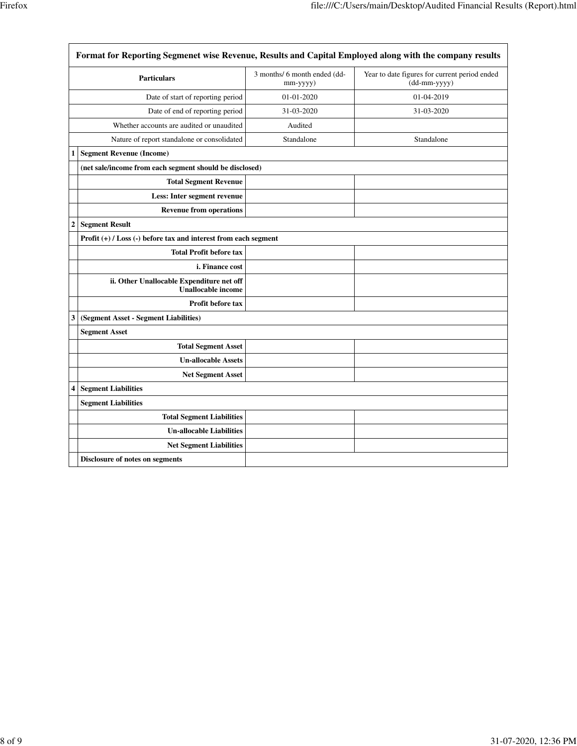| Format for Reporting Segmenet wise Revenue, Results and Capital Employed along with the company results | | | |
|---|---|---|---|
| | **Particulars** | 3 months/ 6 month ended (dd-mm-yyyy) | Year to date figures for current period ended (dd-mm-yyyy) |
| | Date of start of reporting period | 01-01-2020 | 01-04-2019 |
| | Date of end of reporting period | 31-03-2020 | 31-03-2020 |
| | Whether accounts are audited or unaudited | Audited | |
| | Nature of report standalone or consolidated | Standalone | Standalone |
| **1** | **Segment Revenue (Income)** | | |
| | **(net sale/income from each segment should be disclosed)** | | |
| | **Total Segment Revenue** | | |
| | **Less: Inter segment revenue** | | |
| | **Revenue from operations** | | |
| **2** | **Segment Result** | | |
| | **Profit (+) / Loss (-) before tax and interest from each segment** | | |
| | **Total Profit before tax** | | |
| | **i. Finance cost** | | |
| | **ii. Other Unallocable Expenditure net off Unallocable income** | | |
| | **Profit before tax** | | |
| **3** | **(Segment Asset - Segment Liabilities)** | | |
| | **Segment Asset** | | |
| | **Total Segment Asset** | | |
| | **Un-allocable Assets** | | |
| | **Net Segment Asset** | | |
| **4** | **Segment Liabilities** | | |
| | **Segment Liabilities** | | |
| | **Total Segment Liabilities** | | |
| | **Un-allocable Liabilities** | | |
| | **Net Segment Liabilities** | | |
| | **Disclosure of notes on segments** | | |